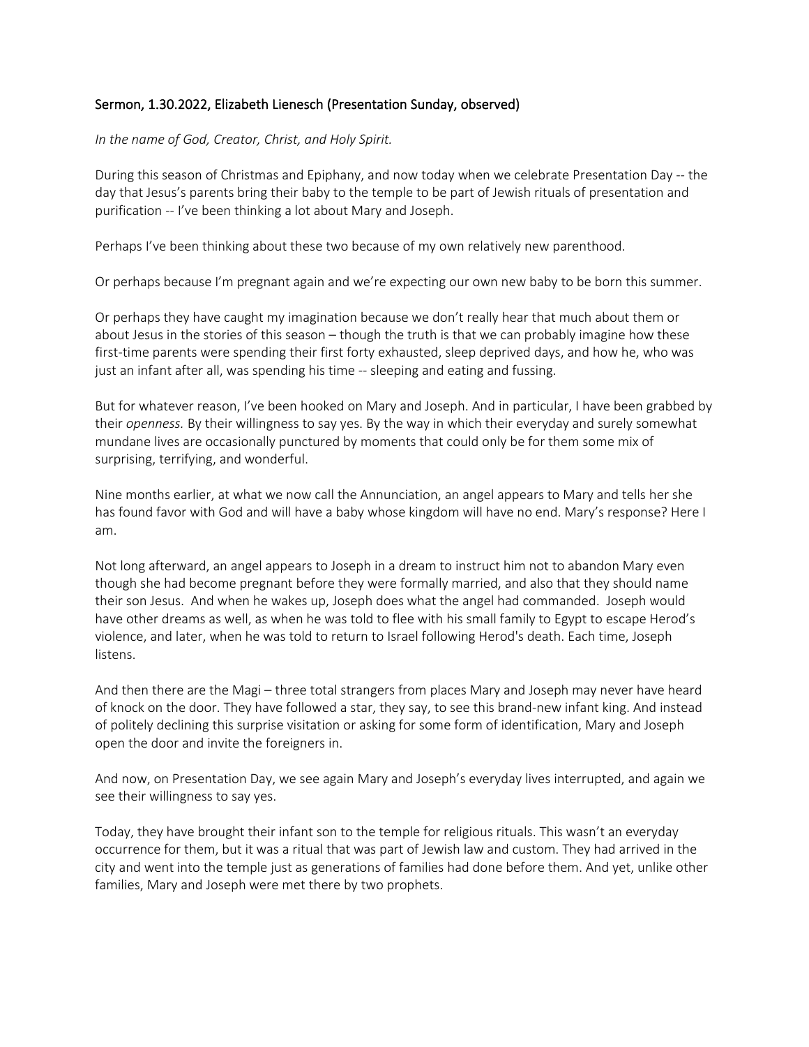Sermon, 1.30.2022, Elizabeth Lienesch (Presentation Sunday, observed)

*In the name of God, Creator, Christ, and Holy Spirit.*

During this season of Christmas and Epiphany, and now today when we celebrate Presentation Day -- the day that Jesus's parents bring their baby to the temple to be part of Jewish rituals of presentation and purification -- I've been thinking a lot about Mary and Joseph.

Perhaps I've been thinking about these two because of my own relatively new parenthood.

Or perhaps because I'm pregnant again and we're expecting our own new baby to be born this summer.

Or perhaps they have caught my imagination because we don't really hear that much about them or about Jesus in the stories of this season – though the truth is that we can probably imagine how these first-time parents were spending their first forty exhausted, sleep deprived days, and how he, who was just an infant after all, was spending his time -- sleeping and eating and fussing.

But for whatever reason, I've been hooked on Mary and Joseph. And in particular, I have been grabbed by their *openness.* By their willingness to say yes. By the way in which their everyday and surely somewhat mundane lives are occasionally punctured by moments that could only be for them some mix of surprising, terrifying, and wonderful.

Nine months earlier, at what we now call the Annunciation, an angel appears to Mary and tells her she has found favor with God and will have a baby whose kingdom will have no end. Mary's response? Here I am.

Not long afterward, an angel appears to Joseph in a dream to instruct him not to abandon Mary even though she had become pregnant before they were formally married, and also that they should name their son Jesus. And when he wakes up, Joseph does what the angel had commanded. Joseph would have other dreams as well, as when he was told to flee with his small family to Egypt to escape Herod's violence, and later, when he was told to return to Israel following Herod's death. Each time, Joseph listens.

And then there are the Magi – three total strangers from places Mary and Joseph may never have heard of knock on the door. They have followed a star, they say, to see this brand-new infant king. And instead of politely declining this surprise visitation or asking for some form of identification, Mary and Joseph open the door and invite the foreigners in.

And now, on Presentation Day, we see again Mary and Joseph's everyday lives interrupted, and again we see their willingness to say yes.

Today, they have brought their infant son to the temple for religious rituals. This wasn't an everyday occurrence for them, but it was a ritual that was part of Jewish law and custom. They had arrived in the city and went into the temple just as generations of families had done before them. And yet, unlike other families, Mary and Joseph were met there by two prophets.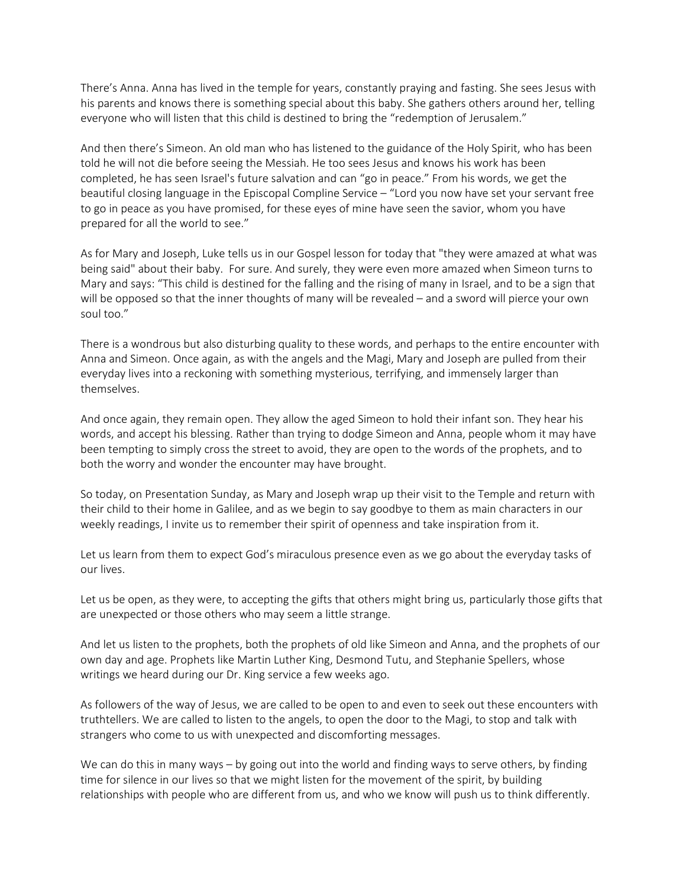There's Anna. Anna has lived in the temple for years, constantly praying and fasting. She sees Jesus with his parents and knows there is something special about this baby. She gathers others around her, telling everyone who will listen that this child is destined to bring the "redemption of Jerusalem."

And then there's Simeon. An old man who has listened to the guidance of the Holy Spirit, who has been told he will not die before seeing the Messiah. He too sees Jesus and knows his work has been completed, he has seen Israel's future salvation and can "go in peace." From his words, we get the beautiful closing language in the Episcopal Compline Service – "Lord you now have set your servant free to go in peace as you have promised, for these eyes of mine have seen the savior, whom you have prepared for all the world to see."

As for Mary and Joseph, Luke tells us in our Gospel lesson for today that "they were amazed at what was being said" about their baby. For sure. And surely, they were even more amazed when Simeon turns to Mary and says: "This child is destined for the falling and the rising of many in Israel, and to be a sign that will be opposed so that the inner thoughts of many will be revealed – and a sword will pierce your own soul too."

There is a wondrous but also disturbing quality to these words, and perhaps to the entire encounter with Anna and Simeon. Once again, as with the angels and the Magi, Mary and Joseph are pulled from their everyday lives into a reckoning with something mysterious, terrifying, and immensely larger than themselves.

And once again, they remain open. They allow the aged Simeon to hold their infant son. They hear his words, and accept his blessing. Rather than trying to dodge Simeon and Anna, people whom it may have been tempting to simply cross the street to avoid, they are open to the words of the prophets, and to both the worry and wonder the encounter may have brought.

So today, on Presentation Sunday, as Mary and Joseph wrap up their visit to the Temple and return with their child to their home in Galilee, and as we begin to say goodbye to them as main characters in our weekly readings, I invite us to remember their spirit of openness and take inspiration from it.

Let us learn from them to expect God's miraculous presence even as we go about the everyday tasks of our lives.

Let us be open, as they were, to accepting the gifts that others might bring us, particularly those gifts that are unexpected or those others who may seem a little strange.

And let us listen to the prophets, both the prophets of old like Simeon and Anna, and the prophets of our own day and age. Prophets like Martin Luther King, Desmond Tutu, and Stephanie Spellers, whose writings we heard during our Dr. King service a few weeks ago.

As followers of the way of Jesus, we are called to be open to and even to seek out these encounters with truthtellers. We are called to listen to the angels, to open the door to the Magi, to stop and talk with strangers who come to us with unexpected and discomforting messages.

We can do this in many ways – by going out into the world and finding ways to serve others, by finding time for silence in our lives so that we might listen for the movement of the spirit, by building relationships with people who are different from us, and who we know will push us to think differently.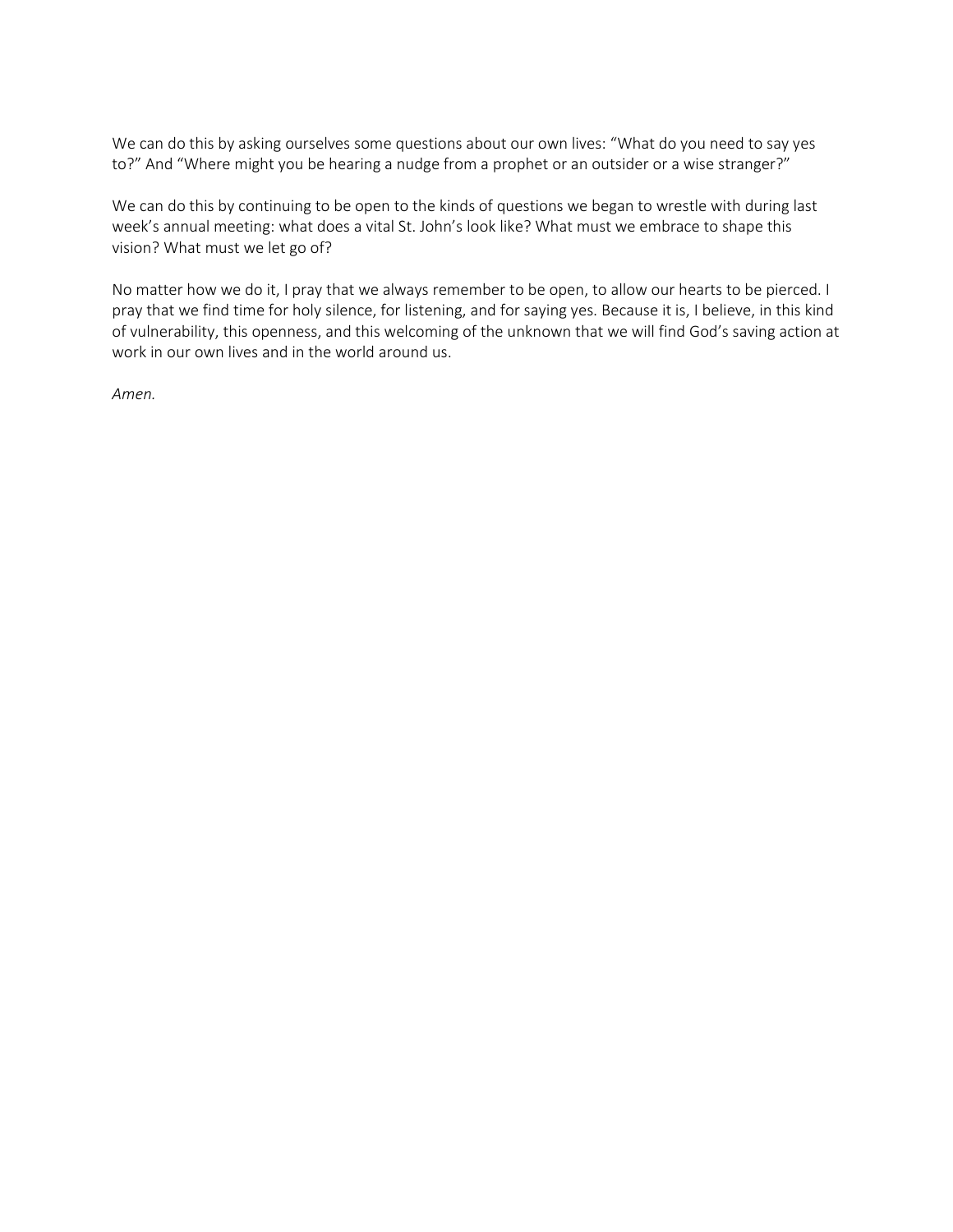We can do this by asking ourselves some questions about our own lives: "What do you need to say yes to?" And "Where might you be hearing a nudge from a prophet or an outsider or a wise stranger?"

We can do this by continuing to be open to the kinds of questions we began to wrestle with during last week's annual meeting: what does a vital St. John's look like? What must we embrace to shape this vision? What must we let go of?

No matter how we do it, I pray that we always remember to be open, to allow our hearts to be pierced. I pray that we find time for holy silence, for listening, and for saying yes. Because it is, I believe, in this kind of vulnerability, this openness, and this welcoming of the unknown that we will find God's saving action at work in our own lives and in the world around us.

*Amen.*